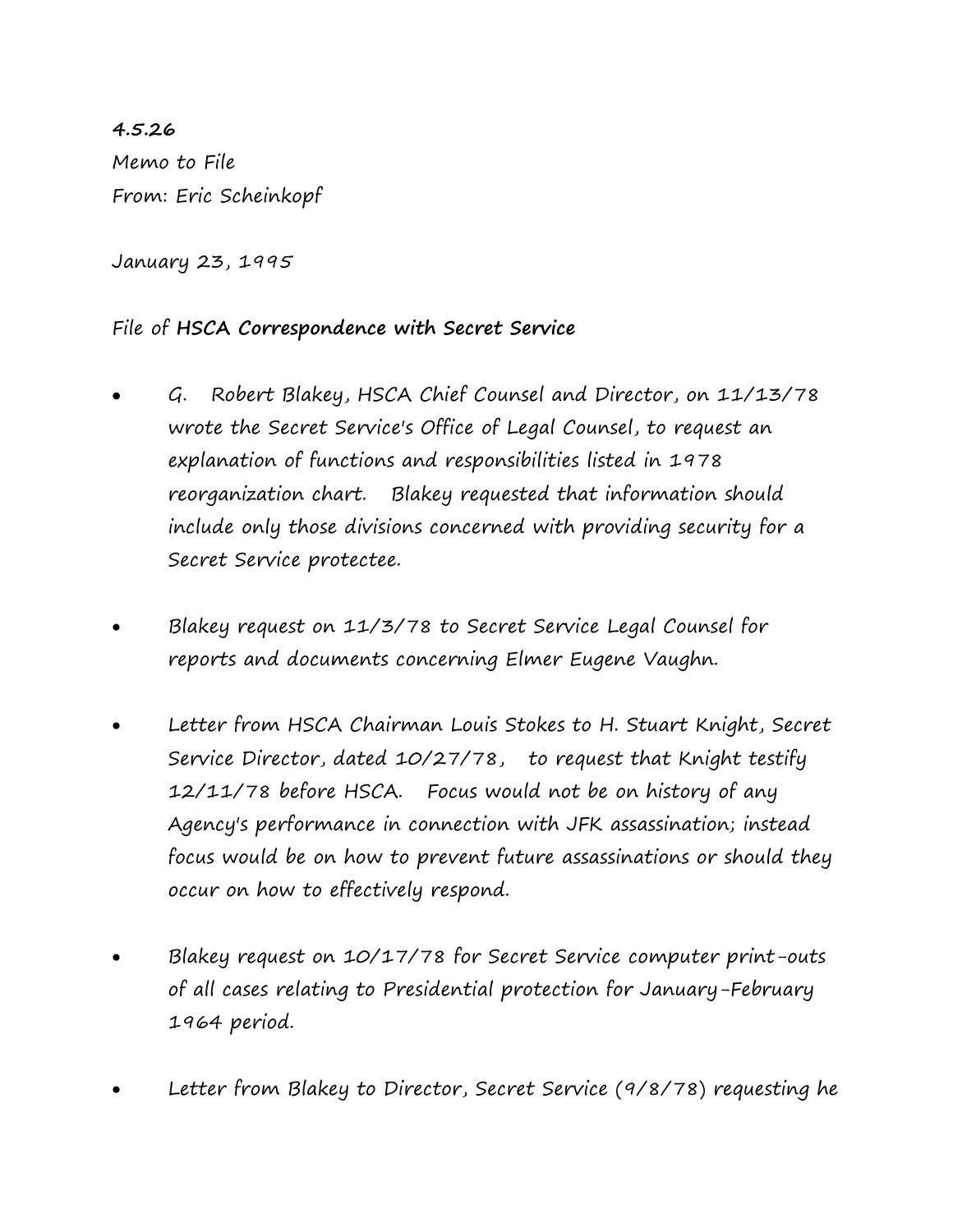**4.5.26**
Memo to File
From: Eric Scheinkopf

January 23, 1995

File of **HSCA Correspondence with Secret Service**

- G. Robert Blakey, HSCA Chief Counsel and Director, on 11/13/78 wrote the Secret Service's Office of Legal Counsel, to request an explanation of functions and responsibilities listed in 1978 reorganization chart. Blakey requested that information should include only those divisions concerned with providing security for a Secret Service protectee.

- Blakey request on 11/3/78 to Secret Service Legal Counsel for reports and documents concerning Elmer Eugene Vaughn.

- Letter from HSCA Chairman Louis Stokes to H. Stuart Knight, Secret Service Director, dated 10/27/78, to request that Knight testify 12/11/78 before HSCA. Focus would not be on history of any Agency's performance in connection with JFK assassination; instead focus would be on how to prevent future assassinations or should they occur on how to effectively respond.

- Blakey request on 10/17/78 for Secret Service computer print-outs of all cases relating to Presidential protection for January-February 1964 period.

- Letter from Blakey to Director, Secret Service (9/8/78) requesting he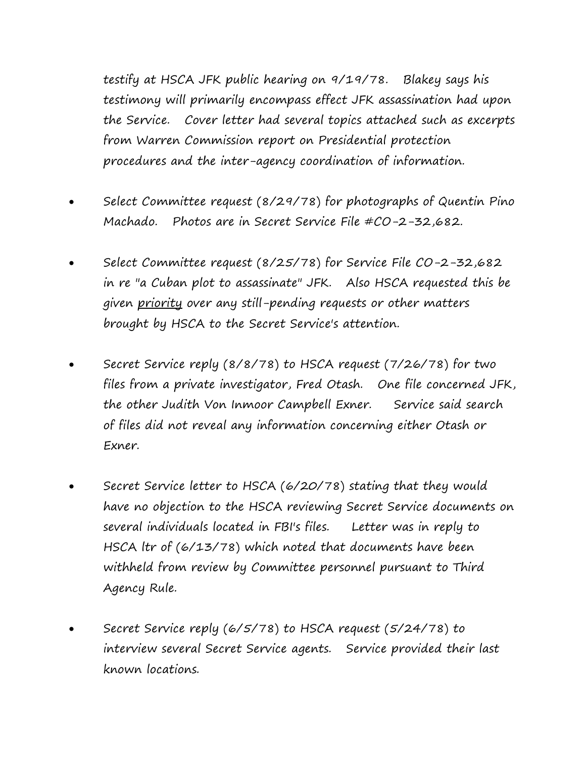testify at HSCA JFK public hearing on 9/19/78. Blakey says his testimony will primarily encompass effect JFK assassination had upon the Service. Cover letter had several topics attached such as excerpts from Warren Commission report on Presidential protection procedures and the inter-agency coordination of information.

- Select Committee request (8/29/78) for photographs of Quentin Pino Machado. Photos are in Secret Service File #CO-2-32,682.

- Select Committee request (8/25/78) for Service File CO-2-32,682 in re "a Cuban plot to assassinate" JFK. Also HSCA requested this be given <u>priority</u> over any still-pending requests or other matters brought by HSCA to the Secret Service's attention.

- Secret Service reply (8/8/78) to HSCA request (7/26/78) for two files from a private investigator, Fred Otash. One file concerned JFK, the other Judith Von Inmoor Campbell Exner. Service said search of files did not reveal any information concerning either Otash or Exner.

- Secret Service letter to HSCA (6/20/78) stating that they would have no objection to the HSCA reviewing Secret Service documents on several individuals located in FBI's files. Letter was in reply to HSCA ltr of (6/13/78) which noted that documents have been withheld from review by Committee personnel pursuant to Third Agency Rule.

- Secret Service reply (6/5/78) to HSCA request (5/24/78) to interview several Secret Service agents. Service provided their last known locations.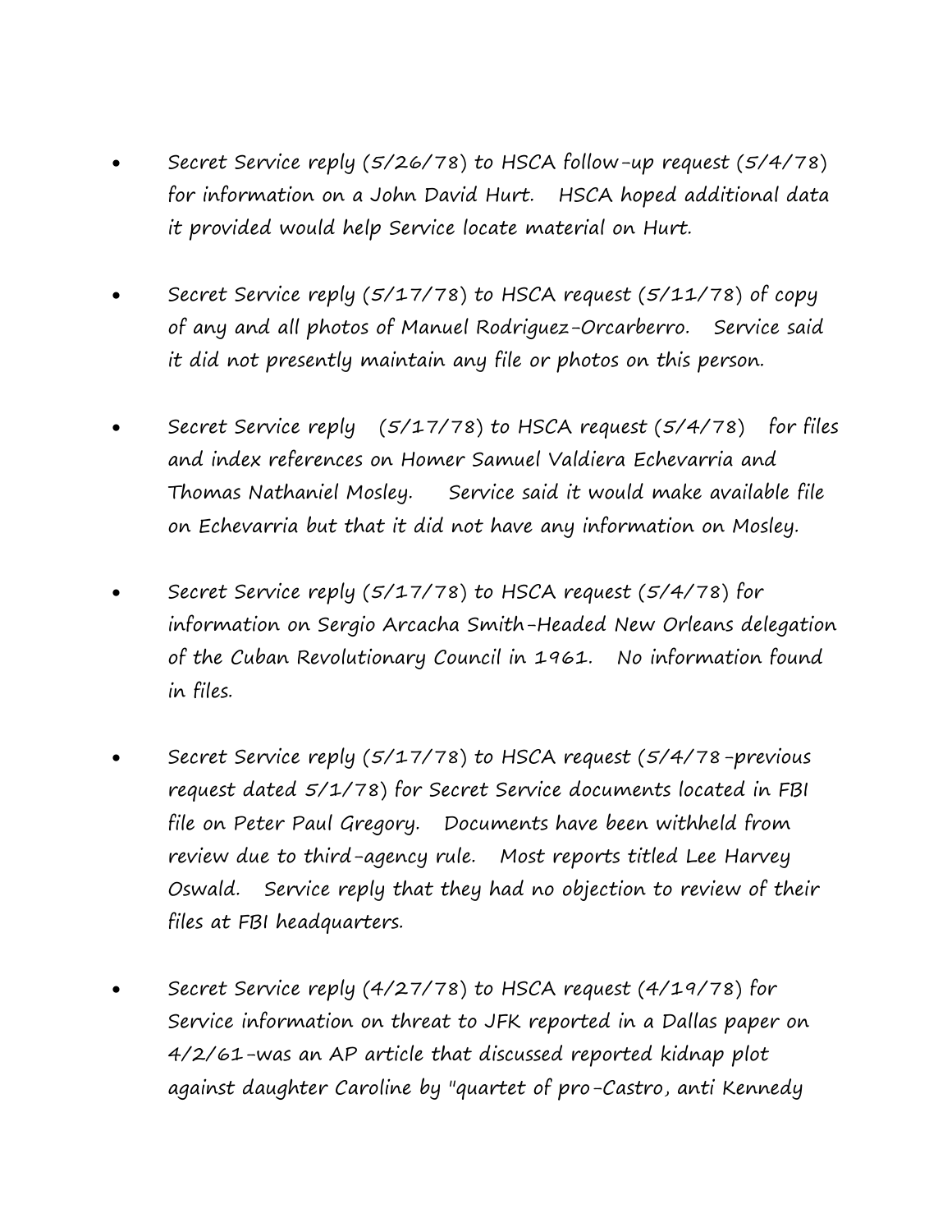- Secret Service reply (5/26/78) to HSCA follow-up request (5/4/78) for information on a John David Hurt. HSCA hoped additional data it provided would help Service locate material on Hurt.

- Secret Service reply (5/17/78) to HSCA request (5/11/78) of copy of any and all photos of Manuel Rodriguez-Orcarberro. Service said it did not presently maintain any file or photos on this person.

- Secret Service reply (5/17/78) to HSCA request (5/4/78) for files and index references on Homer Samuel Valdiera Echevarria and Thomas Nathaniel Mosley. Service said it would make available file on Echevarria but that it did not have any information on Mosley.

- Secret Service reply (5/17/78) to HSCA request (5/4/78) for information on Sergio Arcacha Smith-Headed New Orleans delegation of the Cuban Revolutionary Council in 1961. No information found in files.

- Secret Service reply (5/17/78) to HSCA request (5/4/78-previous request dated 5/1/78) for Secret Service documents located in FBI file on Peter Paul Gregory. Documents have been withheld from review due to third-agency rule. Most reports titled Lee Harvey Oswald. Service reply that they had no objection to review of their files at FBI headquarters.

- Secret Service reply (4/27/78) to HSCA request (4/19/78) for Service information on threat to JFK reported in a Dallas paper on 4/2/61-was an AP article that discussed reported kidnap plot against daughter Caroline by "quartet of pro-Castro, anti Kennedy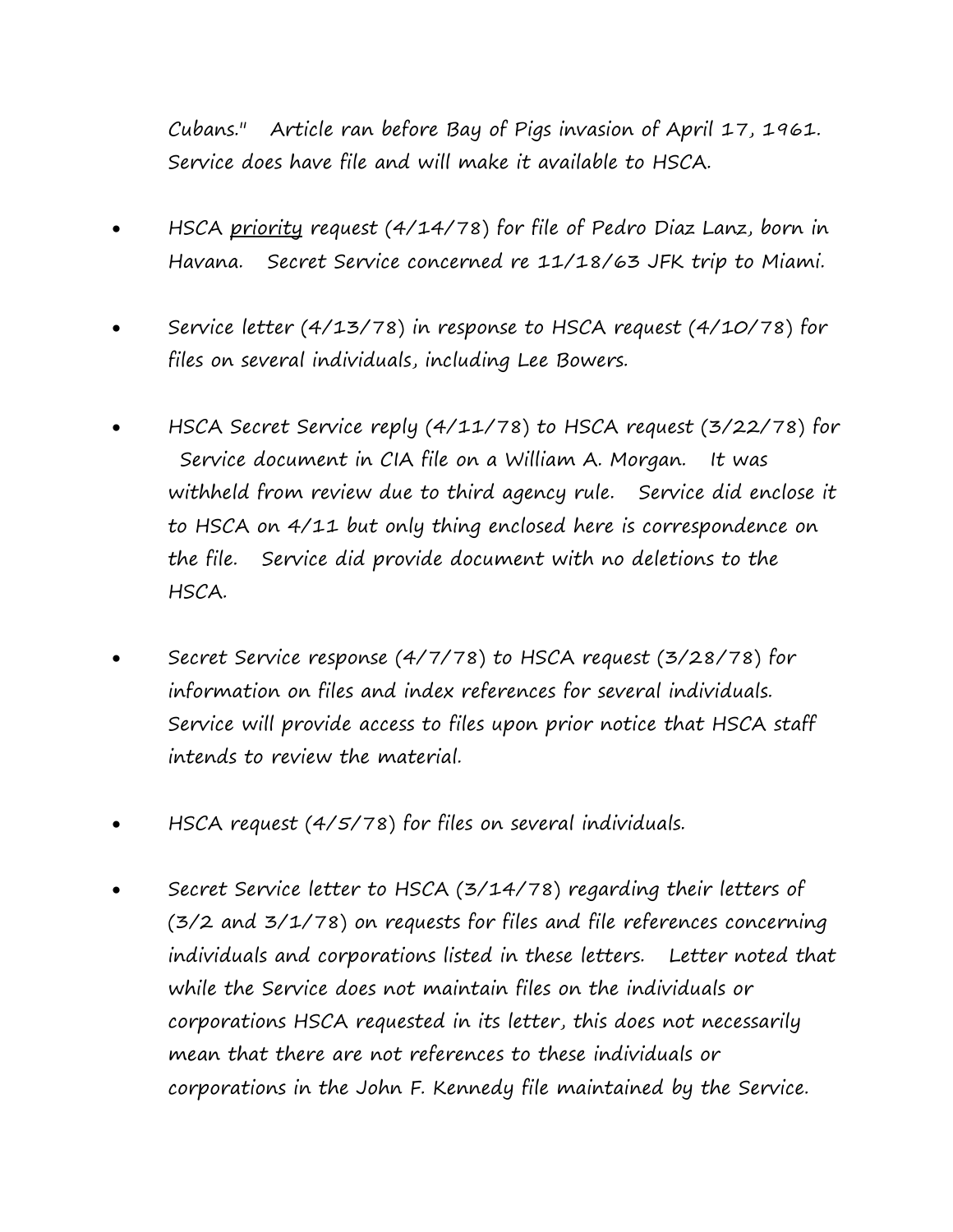Cubans." Article ran before Bay of Pigs invasion of April 17, 1961. Service does have file and will make it available to HSCA.

- HSCA <u>priority</u> request (4/14/78) for file of Pedro Diaz Lanz, born in Havana. Secret Service concerned re 11/18/63 JFK trip to Miami.

- Service letter (4/13/78) in response to HSCA request (4/10/78) for files on several individuals, including Lee Bowers.

- HSCA Secret Service reply (4/11/78) to HSCA request (3/22/78) for Service document in CIA file on a William A. Morgan. It was withheld from review due to third agency rule. Service did enclose it to HSCA on 4/11 but only thing enclosed here is correspondence on the file. Service did provide document with no deletions to the HSCA.

- Secret Service response (4/7/78) to HSCA request (3/28/78) for information on files and index references for several individuals. Service will provide access to files upon prior notice that HSCA staff intends to review the material.

- HSCA request (4/5/78) for files on several individuals.

- Secret Service letter to HSCA (3/14/78) regarding their letters of (3/2 and 3/1/78) on requests for files and file references concerning individuals and corporations listed in these letters. Letter noted that while the Service does not maintain files on the individuals or corporations HSCA requested in its letter, this does not necessarily mean that there are not references to these individuals or corporations in the John F. Kennedy file maintained by the Service.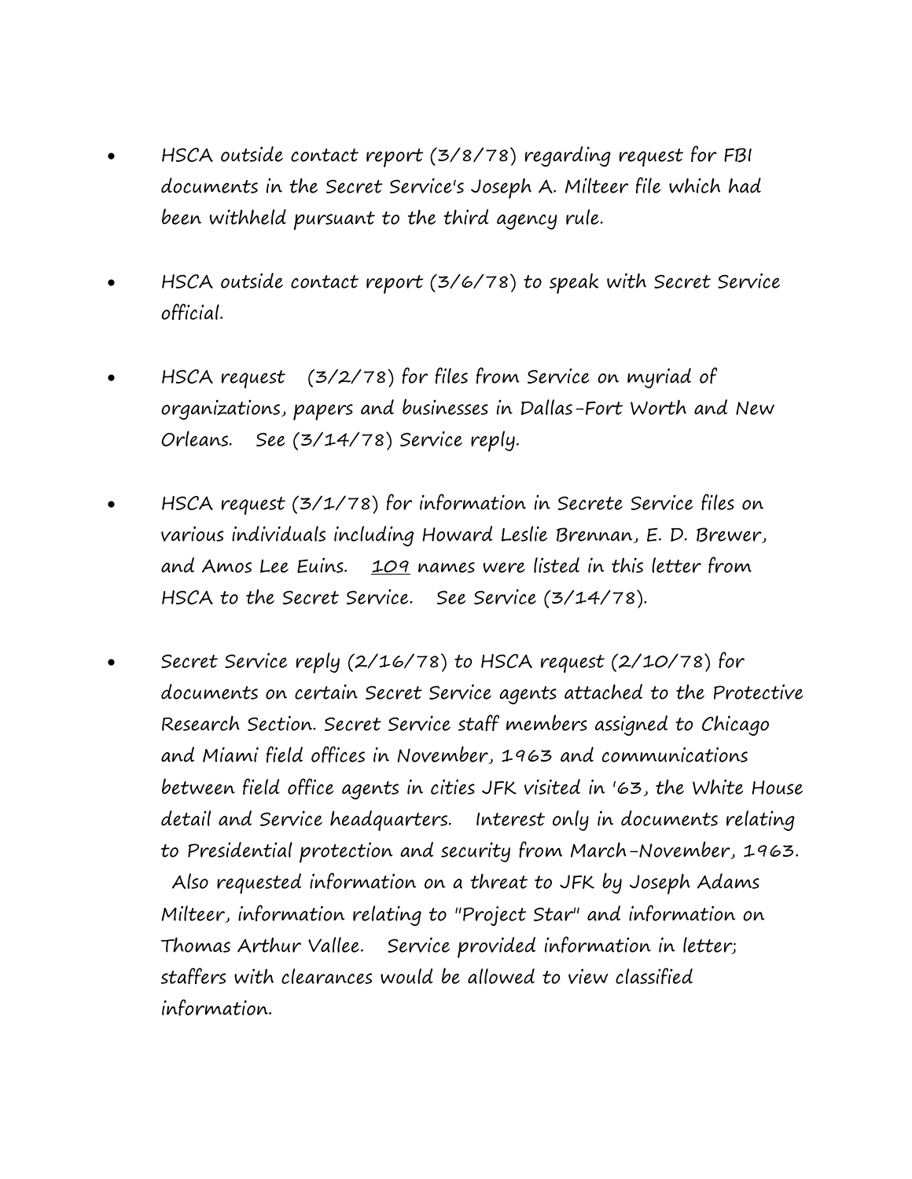- HSCA outside contact report (3/8/78) regarding request for FBI documents in the Secret Service's Joseph A. Milteer file which had been withheld pursuant to the third agency rule.

- HSCA outside contact report (3/6/78) to speak with Secret Service official.

- HSCA request (3/2/78) for files from Service on myriad of organizations, papers and businesses in Dallas-Fort Worth and New Orleans. See (3/14/78) Service reply.

- HSCA request (3/1/78) for information in Secrete Service files on various individuals including Howard Leslie Brennan, E. D. Brewer, and Amos Lee Euins. <u>109</u> names were listed in this letter from HSCA to the Secret Service. See Service (3/14/78).

- Secret Service reply (2/16/78) to HSCA request (2/10/78) for documents on certain Secret Service agents attached to the Protective Research Section. Secret Service staff members assigned to Chicago and Miami field offices in November, 1963 and communications between field office agents in cities JFK visited in '63, the White House detail and Service headquarters. Interest only in documents relating to Presidential protection and security from March-November, 1963. Also requested information on a threat to JFK by Joseph Adams Milteer, information relating to "Project Star" and information on Thomas Arthur Vallee. Service provided information in letter; staffers with clearances would be allowed to view classified information.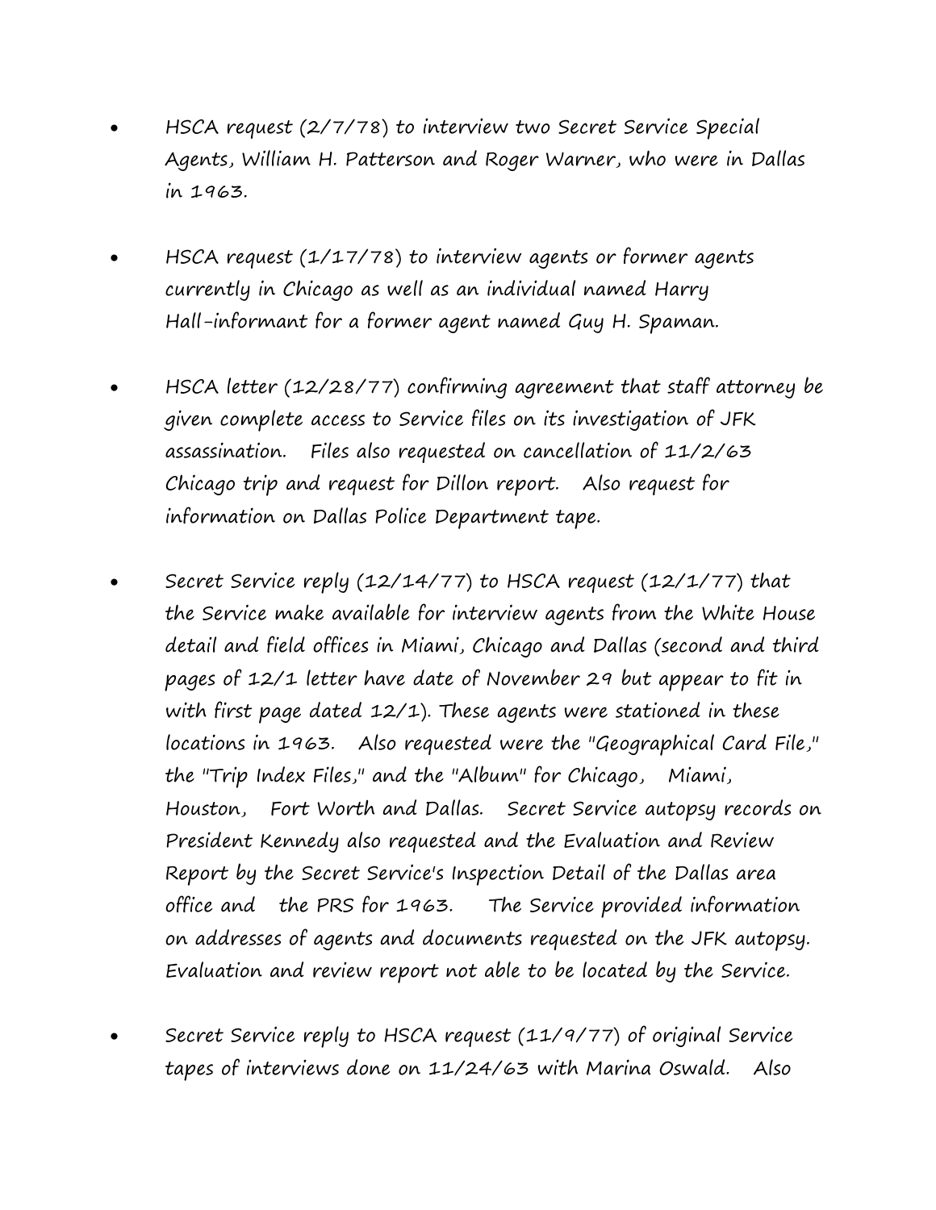- HSCA request (2/7/78) to interview two Secret Service Special Agents, William H. Patterson and Roger Warner, who were in Dallas in 1963.

- HSCA request (1/17/78) to interview agents or former agents currently in Chicago as well as an individual named Harry Hall-informant for a former agent named Guy H. Spaman.

- HSCA letter (12/28/77) confirming agreement that staff attorney be given complete access to Service files on its investigation of JFK assassination. Files also requested on cancellation of 11/2/63 Chicago trip and request for Dillon report. Also request for information on Dallas Police Department tape.

- Secret Service reply (12/14/77) to HSCA request (12/1/77) that the Service make available for interview agents from the White House detail and field offices in Miami, Chicago and Dallas (second and third pages of 12/1 letter have date of November 29 but appear to fit in with first page dated 12/1). These agents were stationed in these locations in 1963. Also requested were the "Geographical Card File," the "Trip Index Files," and the "Album" for Chicago, Miami, Houston, Fort Worth and Dallas. Secret Service autopsy records on President Kennedy also requested and the Evaluation and Review Report by the Secret Service's Inspection Detail of the Dallas area office and the PRS for 1963. The Service provided information on addresses of agents and documents requested on the JFK autopsy. Evaluation and review report not able to be located by the Service.

- Secret Service reply to HSCA request (11/9/77) of original Service tapes of interviews done on 11/24/63 with Marina Oswald. Also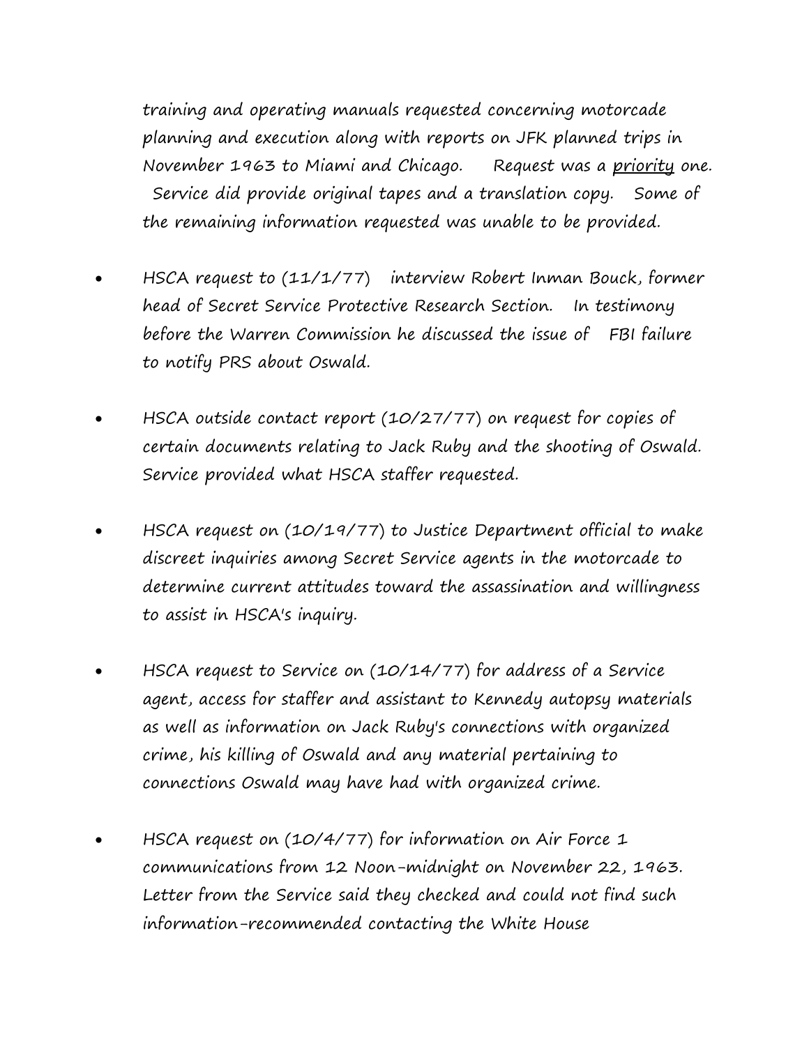training and operating manuals requested concerning motorcade planning and execution along with reports on JFK planned trips in November 1963 to Miami and Chicago. Request was a priority one. Service did provide original tapes and a translation copy. Some of the remaining information requested was unable to be provided.

- HSCA request to (11/1/77) interview Robert Inman Bouck, former head of Secret Service Protective Research Section. In testimony before the Warren Commission he discussed the issue of FBI failure to notify PRS about Oswald.

- HSCA outside contact report (10/27/77) on request for copies of certain documents relating to Jack Ruby and the shooting of Oswald. Service provided what HSCA staffer requested.

- HSCA request on (10/19/77) to Justice Department official to make discreet inquiries among Secret Service agents in the motorcade to determine current attitudes toward the assassination and willingness to assist in HSCA's inquiry.

- HSCA request to Service on (10/14/77) for address of a Service agent, access for staffer and assistant to Kennedy autopsy materials as well as information on Jack Ruby's connections with organized crime, his killing of Oswald and any material pertaining to connections Oswald may have had with organized crime.

- HSCA request on (10/4/77) for information on Air Force 1 communications from 12 Noon-midnight on November 22, 1963. Letter from the Service said they checked and could not find such information-recommended contacting the White House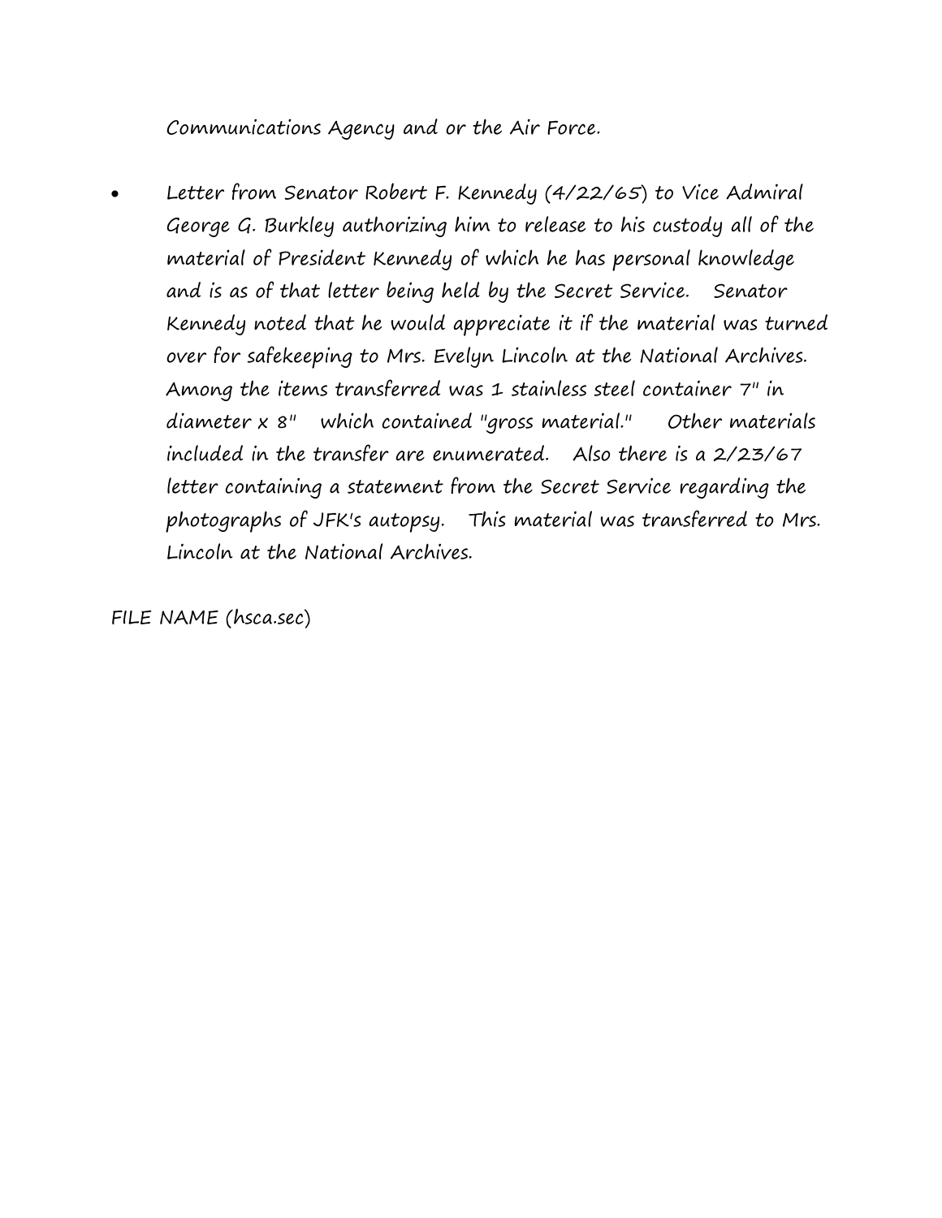Communications Agency and or the Air Force.

- Letter from Senator Robert F. Kennedy (4/22/65) to Vice Admiral George G. Burkley authorizing him to release to his custody all of the material of President Kennedy of which he has personal knowledge and is as of that letter being held by the Secret Service. Senator Kennedy noted that he would appreciate it if the material was turned over for safekeeping to Mrs. Evelyn Lincoln at the National Archives. Among the items transferred was 1 stainless steel container 7" in diameter x 8" which contained "gross material." Other materials included in the transfer are enumerated. Also there is a 2/23/67 letter containing a statement from the Secret Service regarding the photographs of JFK's autopsy. This material was transferred to Mrs. Lincoln at the National Archives.

FILE NAME (hsca.sec)